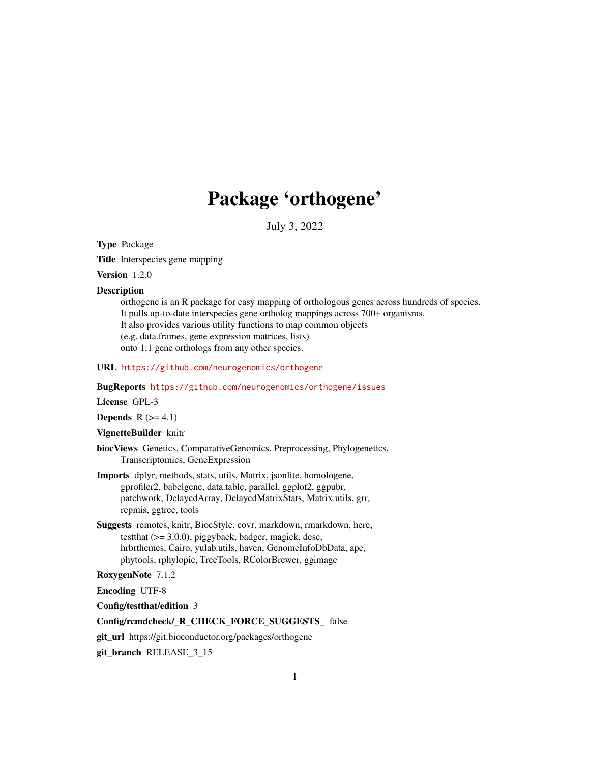# Package 'orthogene'

July 3, 2022

**Type** Package

**Title** Interspecies gene mapping

**Version** 1.2.0

**Description**
orthogene is an R package for easy mapping of orthologous genes across hundreds of species.
It pulls up-to-date interspecies gene ortholog mappings across 700+ organisms.
It also provides various utility functions to map common objects
(e.g. data.frames, gene expression matrices, lists)
onto 1:1 gene orthologs from any other species.

**URL** https://github.com/neurogenomics/orthogene

**BugReports** https://github.com/neurogenomics/orthogene/issues

**License** GPL-3

**Depends** R (>= 4.1)

**VignetteBuilder** knitr

**biocViews** Genetics, ComparativeGenomics, Preprocessing, Phylogenetics, Transcriptomics, GeneExpression

**Imports** dplyr, methods, stats, utils, Matrix, jsonlite, homologene, gprofiler2, babelgene, data.table, parallel, ggplot2, ggpubr, patchwork, DelayedArray, DelayedMatrixStats, Matrix.utils, grr, repmis, ggtree, tools

**Suggests** remotes, knitr, BiocStyle, covr, markdown, rmarkdown, here, testthat (>= 3.0.0), piggyback, badger, magick, desc, hrbrthemes, Cairo, yulab.utils, haven, GenomeInfoDbData, ape, phytools, rphylopic, TreeTools, RColorBrewer, ggimage

**RoxygenNote** 7.1.2

**Encoding** UTF-8

**Config/testthat/edition** 3

**Config/rcmdcheck/_R_CHECK_FORCE_SUGGESTS_** false

**git_url** https://git.bioconductor.org/packages/orthogene

**git_branch** RELEASE_3_15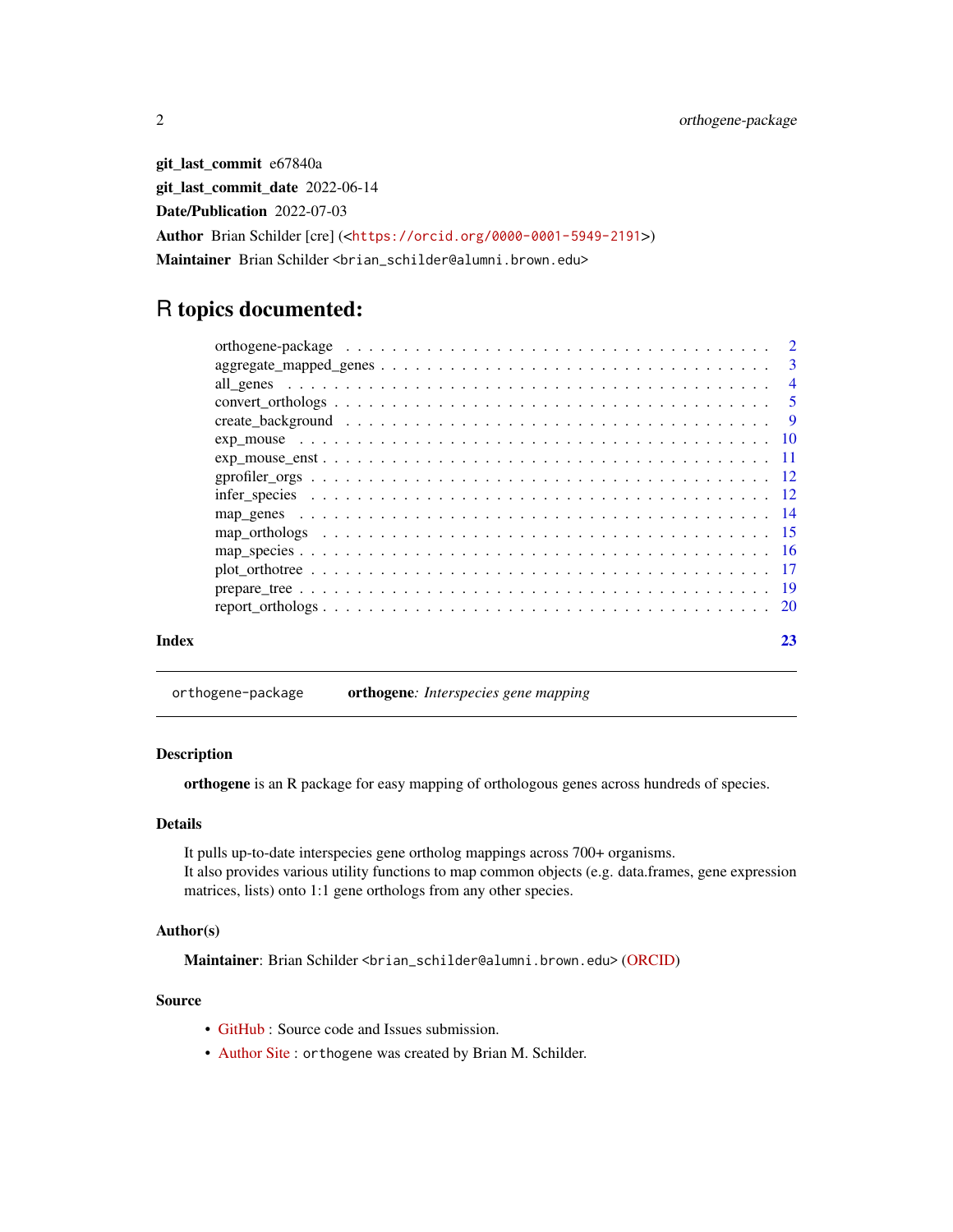**git_last_commit** e67840a

**git_last_commit_date** 2022-06-14

**Date/Publication** 2022-07-03

**Author** Brian Schilder [cre] (<https://orcid.org/0000-0001-5949-2191>)

**Maintainer** Brian Schilder <brian_schilder@alumni.brown.edu>

# R topics documented:

- orthogene-package . . . . . . . . . . 2
- aggregate_mapped_genes . . . . . . . . . . 3
- all_genes . . . . . . . . . . 4
- convert_orthologs . . . . . . . . . . 5
- create_background . . . . . . . . . . 9
- exp_mouse . . . . . . . . . . 10
- exp_mouse_enst . . . . . . . . . . 11
- gprofiler_orgs . . . . . . . . . . 12
- infer_species . . . . . . . . . . 12
- map_genes . . . . . . . . . . 14
- map_orthologs . . . . . . . . . . 15
- map_species . . . . . . . . . . 16
- plot_orthotree . . . . . . . . . . 17
- prepare_tree . . . . . . . . . . 19
- report_orthologs . . . . . . . . . . 20

**Index** 23

---

## orthogene-package — **orthogene**: *Interspecies gene mapping*

### Description

**orthogene** is an R package for easy mapping of orthologous genes across hundreds of species.

### Details

It pulls up-to-date interspecies gene ortholog mappings across 700+ organisms.
It also provides various utility functions to map common objects (e.g. data.frames, gene expression matrices, lists) onto 1:1 gene orthologs from any other species.

### Author(s)

**Maintainer**: Brian Schilder <brian_schilder@alumni.brown.edu> (ORCID)

### Source

- GitHub : Source code and Issues submission.
- Author Site : orthogene was created by Brian M. Schilder.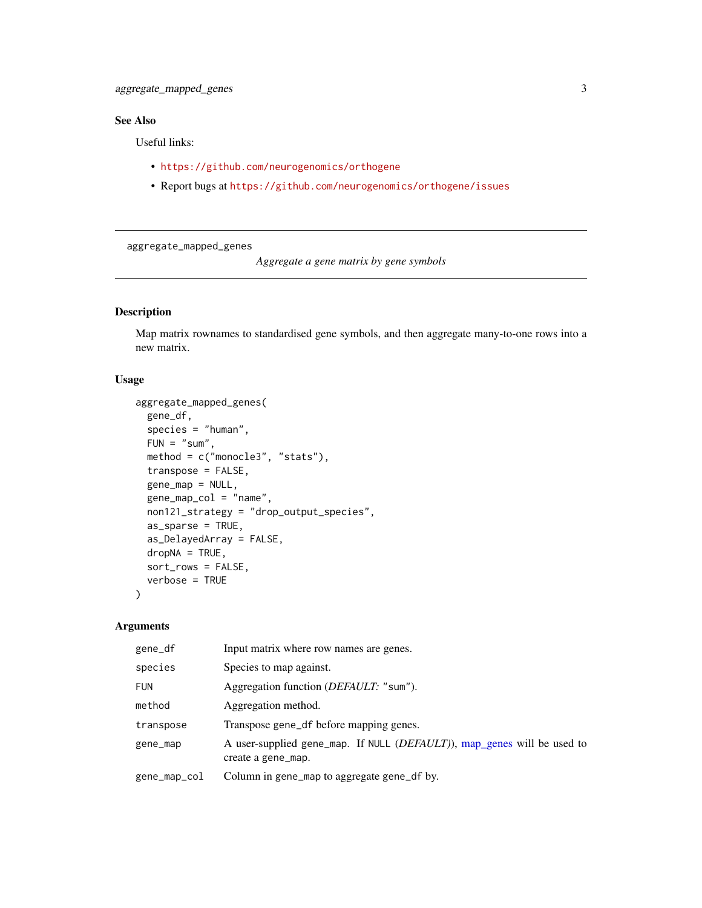## See Also

Useful links:

- https://github.com/neurogenomics/orthogene
- Report bugs at https://github.com/neurogenomics/orthogene/issues

---

aggregate_mapped_genes    *Aggregate a gene matrix by gene symbols*

---

### Description

Map matrix rownames to standardised gene symbols, and then aggregate many-to-one rows into a new matrix.

### Usage

```
aggregate_mapped_genes(
  gene_df,
  species = "human",
  FUN = "sum",
  method = c("monocle3", "stats"),
  transpose = FALSE,
  gene_map = NULL,
  gene_map_col = "name",
  non121_strategy = "drop_output_species",
  as_sparse = TRUE,
  as_DelayedArray = FALSE,
  dropNA = TRUE,
  sort_rows = FALSE,
  verbose = TRUE
)
```

### Arguments

| | |
|---|---|
| `gene_df` | Input matrix where row names are genes. |
| `species` | Species to map against. |
| `FUN` | Aggregation function (*DEFAULT:* `"sum"`). |
| `method` | Aggregation method. |
| `transpose` | Transpose `gene_df` before mapping genes. |
| `gene_map` | A user-supplied `gene_map`. If `NULL` (*DEFAULT*)), map_genes will be used to create a `gene_map`. |
| `gene_map_col` | Column in `gene_map` to aggregate `gene_df` by. |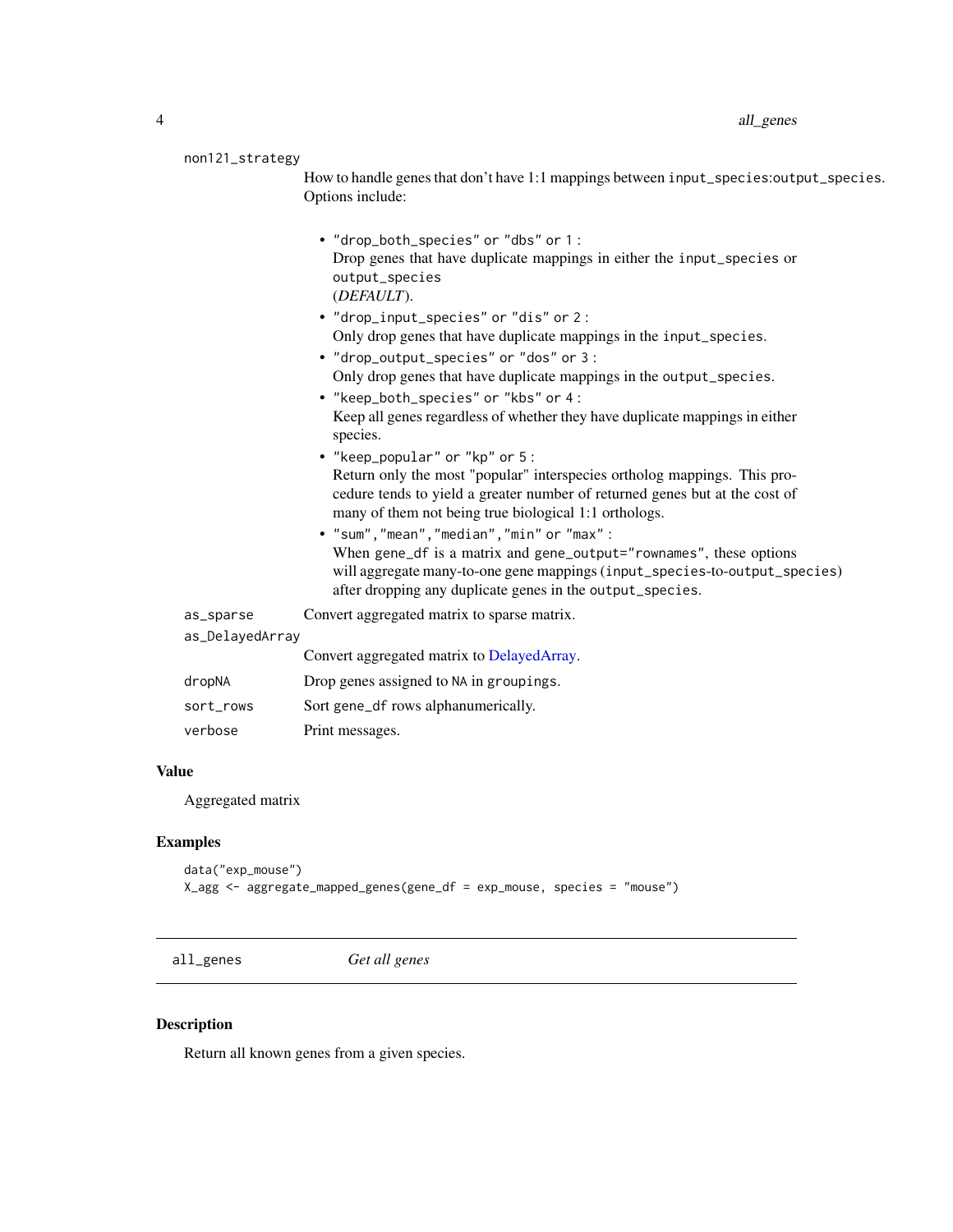`non121_strategy`
: How to handle genes that don't have 1:1 mappings between `input_species:output_species`. Options include:

  - `"drop_both_species"` or `"dbs"` or `1` :
    Drop genes that have duplicate mappings in either the `input_species` or `output_species`
    (*DEFAULT*).
  - `"drop_input_species"` or `"dis"` or `2` :
    Only drop genes that have duplicate mappings in the `input_species`.
  - `"drop_output_species"` or `"dos"` or `3` :
    Only drop genes that have duplicate mappings in the `output_species`.
  - `"keep_both_species"` or `"kbs"` or `4` :
    Keep all genes regardless of whether they have duplicate mappings in either species.
  - `"keep_popular"` or `"kp"` or `5` :
    Return only the most "popular" interspecies ortholog mappings. This procedure tends to yield a greater number of returned genes but at the cost of many of them not being true biological 1:1 orthologs.
  - `"sum"`,`"mean"`,`"median"`,`"min"` or `"max"` :
    When `gene_df` is a matrix and `gene_output="rownames"`, these options will aggregate many-to-one gene mappings (`input_species`-to-`output_species`) after dropping any duplicate genes in the `output_species`.

`as_sparse`
: Convert aggregated matrix to sparse matrix.

`as_DelayedArray`
: Convert aggregated matrix to DelayedArray.

`dropNA`
: Drop genes assigned to `NA` in `groupings`.

`sort_rows`
: Sort `gene_df` rows alphanumerically.

`verbose`
: Print messages.

### Value

Aggregated matrix

### Examples

```
data("exp_mouse")
X_agg <- aggregate_mapped_genes(gene_df = exp_mouse, species = "mouse")
```

---

## all_genes    *Get all genes*

### Description

Return all known genes from a given species.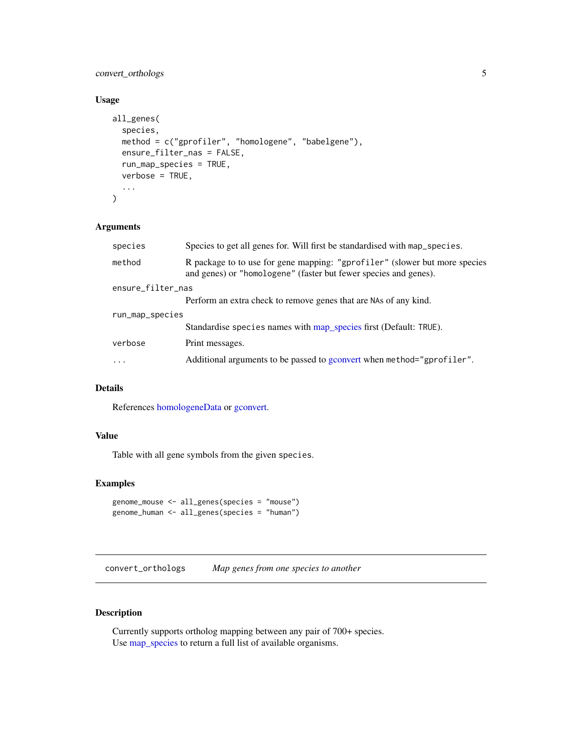### Usage

```
all_genes(
  species,
  method = c("gprofiler", "homologene", "babelgene"),
  ensure_filter_nas = FALSE,
  run_map_species = TRUE,
  verbose = TRUE,
  ...
)
```

### Arguments

| | |
|---|---|
| species | Species to get all genes for. Will first be standardised with map_species. |
| method | R package to to use for gene mapping: "gprofiler" (slower but more species and genes) or "homologene" (faster but fewer species and genes). |
| ensure_filter_nas | Perform an extra check to remove genes that are NAs of any kind. |
| run_map_species | Standardise species names with map_species first (Default: TRUE). |
| verbose | Print messages. |
| ... | Additional arguments to be passed to gconvert when method="gprofiler". |

### Details

References homologeneData or gconvert.

### Value

Table with all gene symbols from the given species.

### Examples

```
genome_mouse <- all_genes(species = "mouse")
genome_human <- all_genes(species = "human")
```

---

## convert_orthologs    *Map genes from one species to another*

### Description

Currently supports ortholog mapping between any pair of 700+ species.
Use map_species to return a full list of available organisms.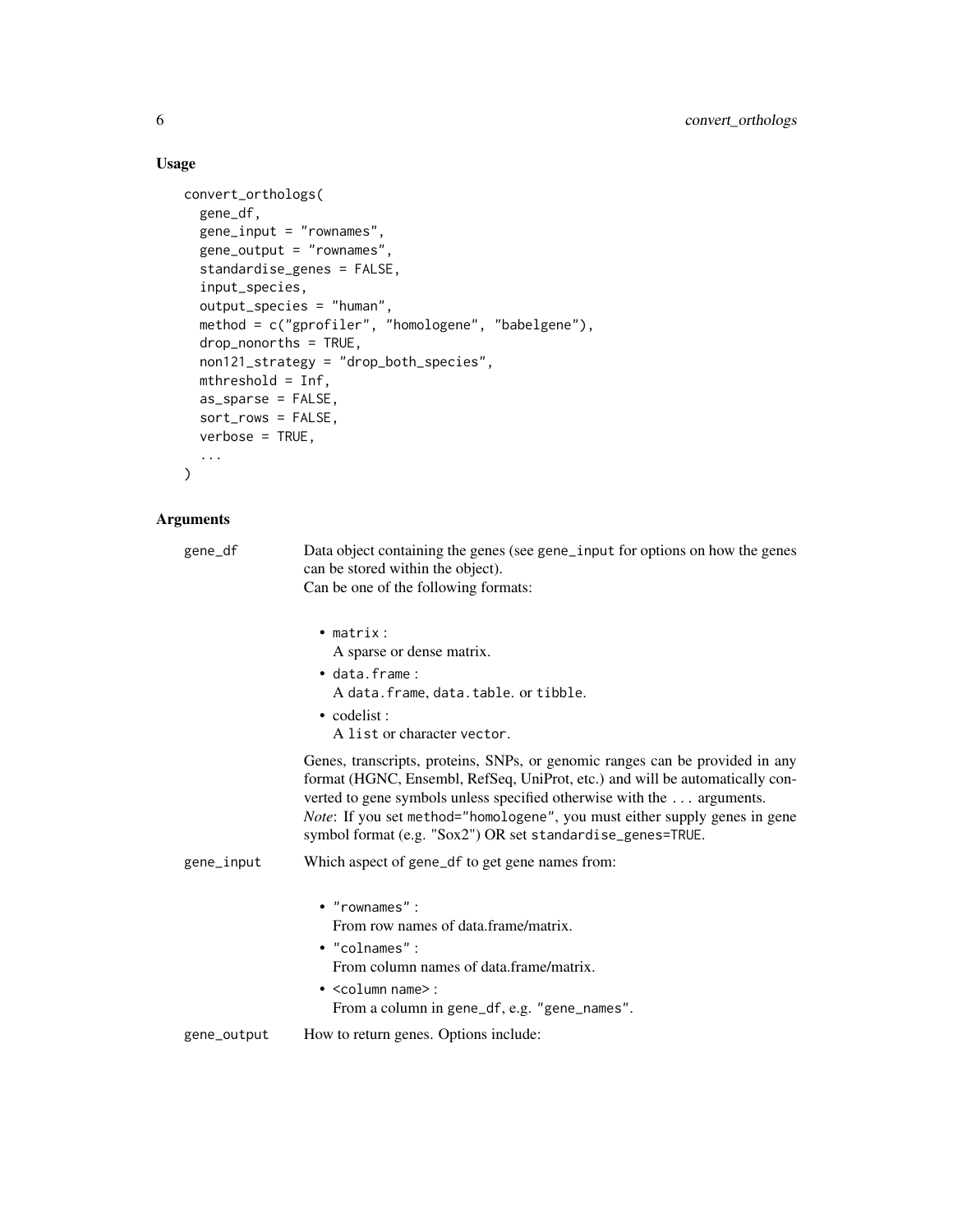## Usage

```
convert_orthologs(
  gene_df,
  gene_input = "rownames",
  gene_output = "rownames",
  standardise_genes = FALSE,
  input_species,
  output_species = "human",
  method = c("gprofiler", "homologene", "babelgene"),
  drop_nonorths = TRUE,
  non121_strategy = "drop_both_species",
  mthreshold = Inf,
  as_sparse = FALSE,
  sort_rows = FALSE,
  verbose = TRUE,
  ...
)
```

## Arguments

**gene_df**

Data object containing the genes (see gene_input for options on how the genes can be stored within the object).
Can be one of the following formats:

- matrix :
  A sparse or dense matrix.
- data.frame :
  A data.frame, data.table. or tibble.
- codelist :
  A list or character vector.

Genes, transcripts, proteins, SNPs, or genomic ranges can be provided in any format (HGNC, Ensembl, RefSeq, UniProt, etc.) and will be automatically converted to gene symbols unless specified otherwise with the ... arguments.
*Note*: If you set method="homologene", you must either supply genes in gene symbol format (e.g. "Sox2") OR set standardise_genes=TRUE.

**gene_input**

Which aspect of gene_df to get gene names from:

- "rownames" :
  From row names of data.frame/matrix.
- "colnames" :
  From column names of data.frame/matrix.
- <column name> :
  From a column in gene_df, e.g. "gene_names".

**gene_output**

How to return genes. Options include: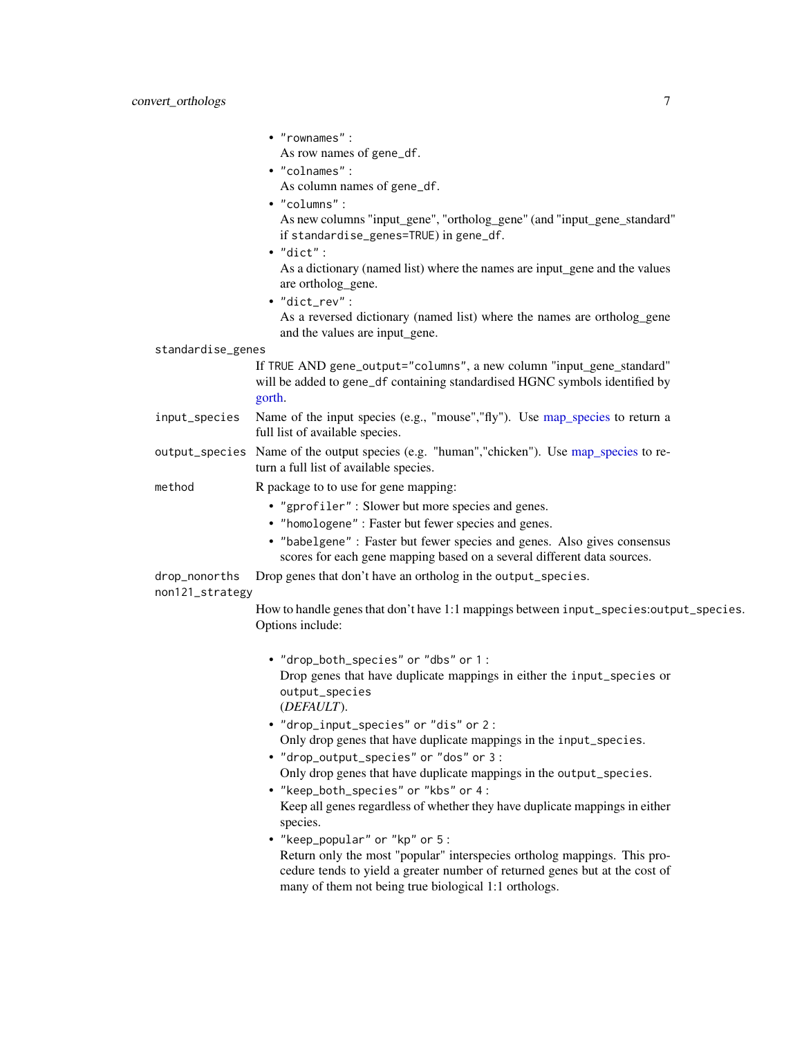- `"rownames"` :
  As row names of `gene_df`.
- `"colnames"` :
  As column names of `gene_df`.
- `"columns"` :
  As new columns "input_gene", "ortholog_gene" (and "input_gene_standard" if `standardise_genes=TRUE`) in `gene_df`.
- `"dict"` :
  As a dictionary (named list) where the names are input_gene and the values are ortholog_gene.
- `"dict_rev"` :
  As a reversed dictionary (named list) where the names are ortholog_gene and the values are input_gene.

`standardise_genes`
: If `TRUE` AND `gene_output="columns"`, a new column "input_gene_standard" will be added to `gene_df` containing standardised HGNC symbols identified by gorth.

`input_species`
: Name of the input species (e.g., "mouse","fly"). Use map_species to return a full list of available species.

`output_species`
: Name of the output species (e.g. "human","chicken"). Use map_species to return a full list of available species.

`method`
: R package to to use for gene mapping:

- `"gprofiler"` : Slower but more species and genes.
- `"homologene"` : Faster but fewer species and genes.
- `"babelgene"` : Faster but fewer species and genes. Also gives consensus scores for each gene mapping based on a several different data sources.

`drop_nonorths`
: Drop genes that don't have an ortholog in the `output_species`.

`non121_strategy`
: How to handle genes that don't have 1:1 mappings between `input_species:output_species`. Options include:

- `"drop_both_species"` or `"dbs"` or `1` :
  Drop genes that have duplicate mappings in either the `input_species` or `output_species`
  (*DEFAULT*).
- `"drop_input_species"` or `"dis"` or `2` :
  Only drop genes that have duplicate mappings in the `input_species`.
- `"drop_output_species"` or `"dos"` or `3` :
  Only drop genes that have duplicate mappings in the `output_species`.
- `"keep_both_species"` or `"kbs"` or `4` :
  Keep all genes regardless of whether they have duplicate mappings in either species.
- `"keep_popular"` or `"kp"` or `5` :
  Return only the most "popular" interspecies ortholog mappings. This procedure tends to yield a greater number of returned genes but at the cost of many of them not being true biological 1:1 orthologs.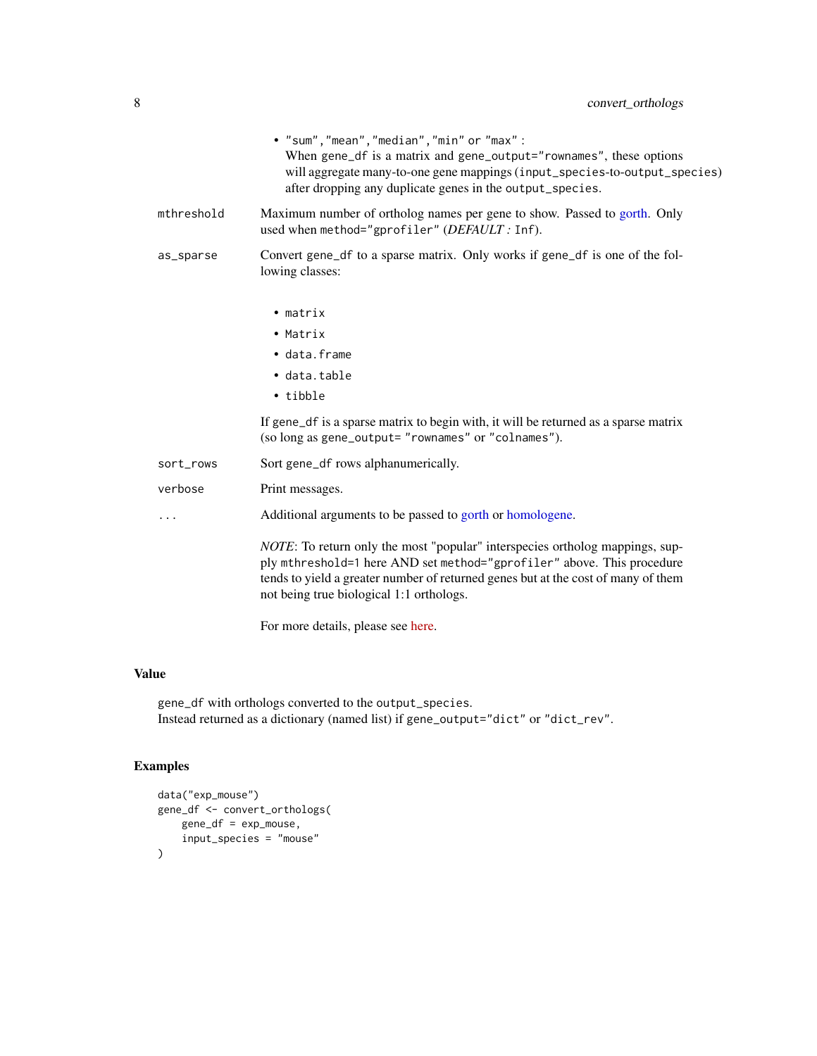- "sum","mean","median","min" or "max" :
  When gene_df is a matrix and gene_output="rownames", these options will aggregate many-to-one gene mappings (input_species-to-output_species) after dropping any duplicate genes in the output_species.

mthreshold
: Maximum number of ortholog names per gene to show. Passed to gorth. Only used when method="gprofiler" (*DEFAULT :* Inf).

as_sparse
: Convert gene_df to a sparse matrix. Only works if gene_df is one of the following classes:

  - matrix
  - Matrix
  - data.frame
  - data.table
  - tibble

  If gene_df is a sparse matrix to begin with, it will be returned as a sparse matrix (so long as gene_output= "rownames" or "colnames").

sort_rows
: Sort gene_df rows alphanumerically.

verbose
: Print messages.

...
: Additional arguments to be passed to gorth or homologene.

  *NOTE*: To return only the most "popular" interspecies ortholog mappings, supply mthreshold=1 here AND set method="gprofiler" above. This procedure tends to yield a greater number of returned genes but at the cost of many of them not being true biological 1:1 orthologs.

  For more details, please see here.

## Value

gene_df with orthologs converted to the output_species.
Instead returned as a dictionary (named list) if gene_output="dict" or "dict_rev".

## Examples

```
data("exp_mouse")
gene_df <- convert_orthologs(
    gene_df = exp_mouse,
    input_species = "mouse"
)
```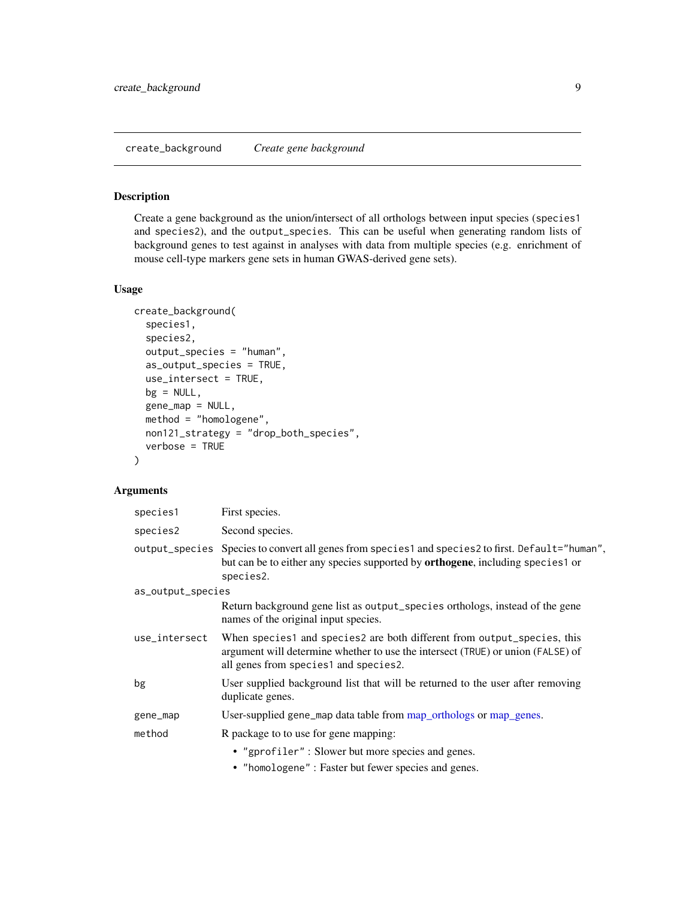## create_background — *Create gene background*

### Description

Create a gene background as the union/intersect of all orthologs between input species (species1 and species2), and the output_species. This can be useful when generating random lists of background genes to test against in analyses with data from multiple species (e.g. enrichment of mouse cell-type markers gene sets in human GWAS-derived gene sets).

### Usage

```
create_background(
  species1,
  species2,
  output_species = "human",
  as_output_species = TRUE,
  use_intersect = TRUE,
  bg = NULL,
  gene_map = NULL,
  method = "homologene",
  non121_strategy = "drop_both_species",
  verbose = TRUE
)
```

### Arguments

| | |
|---|---|
| species1 | First species. |
| species2 | Second species. |
| output_species | Species to convert all genes from species1 and species2 to first. Default="human", but can be to either any species supported by **orthogene**, including species1 or species2. |
| as_output_species | Return background gene list as output_species orthologs, instead of the gene names of the original input species. |
| use_intersect | When species1 and species2 are both different from output_species, this argument will determine whether to use the intersect (TRUE) or union (FALSE) of all genes from species1 and species2. |
| bg | User supplied background list that will be returned to the user after removing duplicate genes. |
| gene_map | User-supplied gene_map data table from map_orthologs or map_genes. |
| method | R package to to use for gene mapping: <br>• "gprofiler" : Slower but more species and genes. <br>• "homologene" : Faster but fewer species and genes. |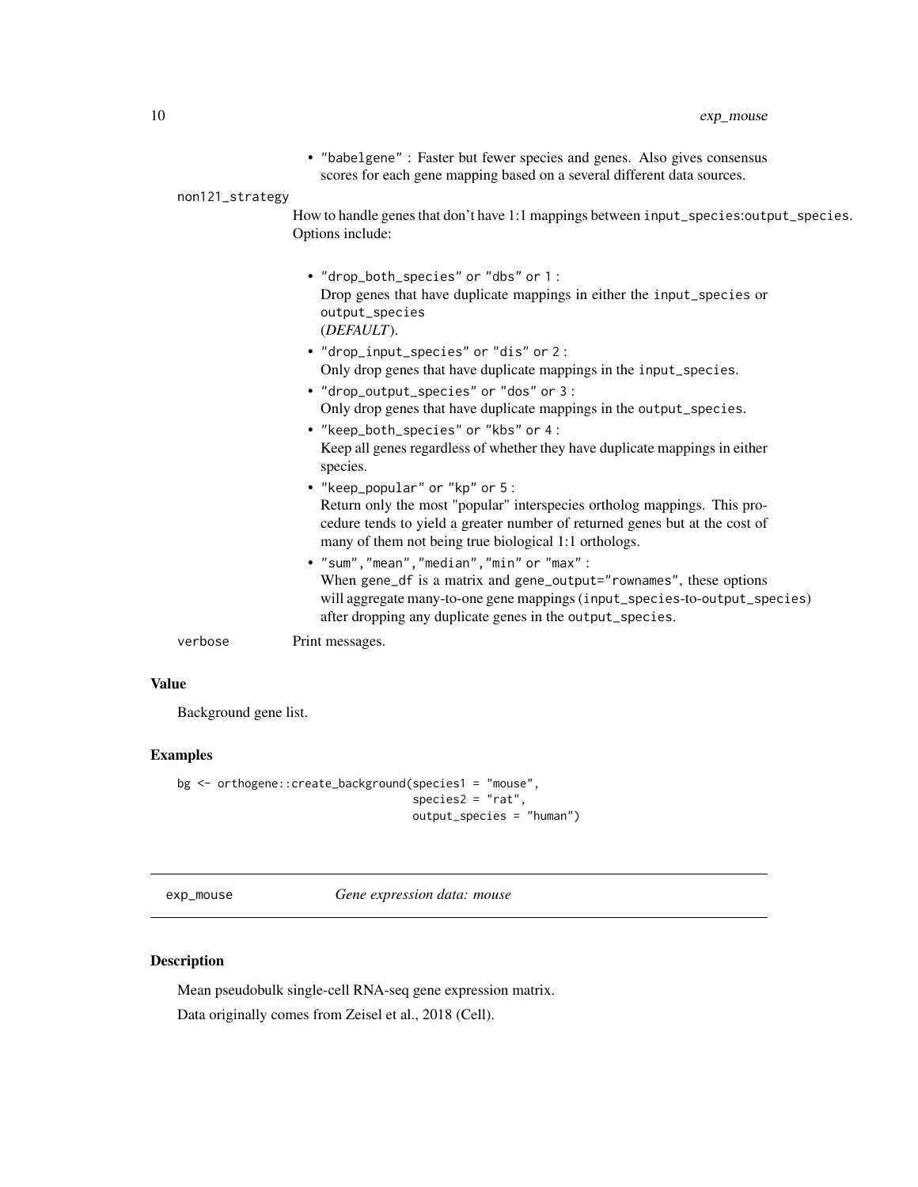- "babelgene" : Faster but fewer species and genes. Also gives consensus scores for each gene mapping based on a several different data sources.

non121_strategy

How to handle genes that don't have 1:1 mappings between input_species:output_species. Options include:

- "drop_both_species" or "dbs" or 1 :
  Drop genes that have duplicate mappings in either the input_species or output_species
  (*DEFAULT*).
- "drop_input_species" or "dis" or 2 :
  Only drop genes that have duplicate mappings in the input_species.
- "drop_output_species" or "dos" or 3 :
  Only drop genes that have duplicate mappings in the output_species.
- "keep_both_species" or "kbs" or 4 :
  Keep all genes regardless of whether they have duplicate mappings in either species.
- "keep_popular" or "kp" or 5 :
  Return only the most "popular" interspecies ortholog mappings. This procedure tends to yield a greater number of returned genes but at the cost of many of them not being true biological 1:1 orthologs.
- "sum","mean","median","min" or "max" :
  When gene_df is a matrix and gene_output="rownames", these options will aggregate many-to-one gene mappings (input_species-to-output_species) after dropping any duplicate genes in the output_species.

verbose

Print messages.

## Value

Background gene list.

## Examples

```
bg <- orthogene::create_background(species1 = "mouse",
                                   species2 = "rat",
                                   output_species = "human")
```

---

# exp_mouse *Gene expression data: mouse*

## Description

Mean pseudobulk single-cell RNA-seq gene expression matrix.

Data originally comes from Zeisel et al., 2018 (Cell).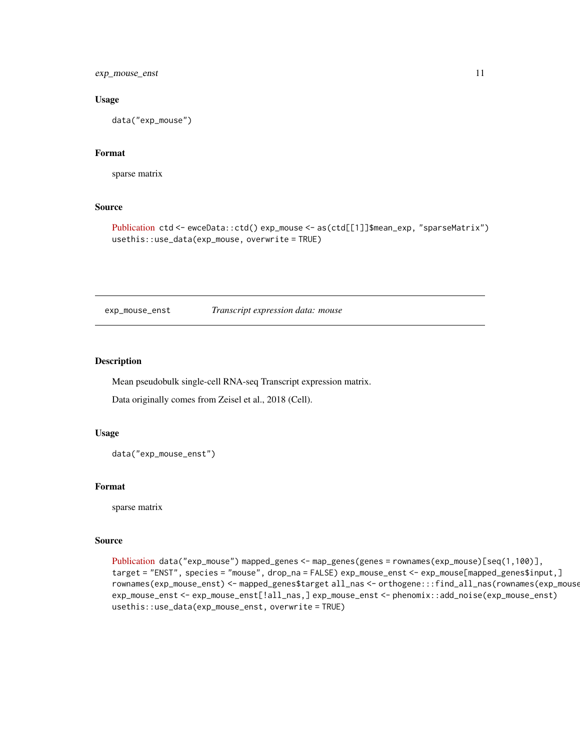### Usage

```
data("exp_mouse")
```

### Format

sparse matrix

### Source

Publication ctd <- ewceData::ctd() exp_mouse <- as(ctd[[1]]$mean_exp, "sparseMatrix") usethis::use_data(exp_mouse, overwrite = TRUE)

---

## exp_mouse_enst *Transcript expression data: mouse*

### Description

Mean pseudobulk single-cell RNA-seq Transcript expression matrix.

Data originally comes from Zeisel et al., 2018 (Cell).

### Usage

```
data("exp_mouse_enst")
```

### Format

sparse matrix

### Source

Publication data("exp_mouse") mapped_genes <- map_genes(genes = rownames(exp_mouse)[seq(1,100)], target = "ENST", species = "mouse", drop_na = FALSE) exp_mouse_enst <- exp_mouse[mapped_genes$input,] rownames(exp_mouse_enst) <- mapped_genes$target all_nas <- orthogene:::find_all_nas(rownames(exp_mouse exp_mouse_enst <- exp_mouse_enst[!all_nas,] exp_mouse_enst <- phenomix::add_noise(exp_mouse_enst) usethis::use_data(exp_mouse_enst, overwrite = TRUE)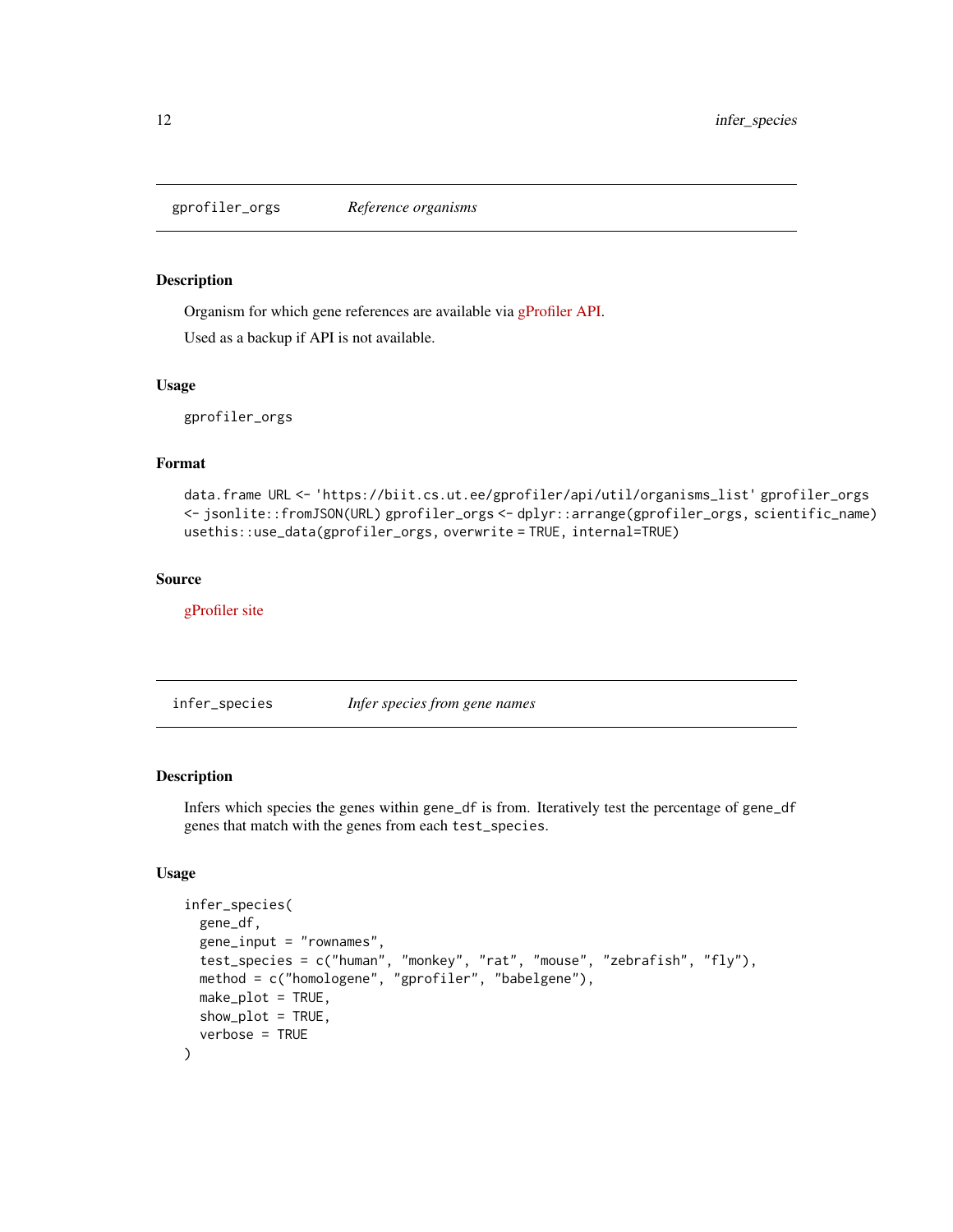## gprofiler_orgs *Reference organisms*

### Description

Organism for which gene references are available via gProfiler API.

Used as a backup if API is not available.

### Usage

```
gprofiler_orgs
```

### Format

data.frame `URL <- 'https://biit.cs.ut.ee/gprofiler/api/util/organisms_list' gprofiler_orgs <- jsonlite::fromJSON(URL) gprofiler_orgs <- dplyr::arrange(gprofiler_orgs, scientific_name) usethis::use_data(gprofiler_orgs, overwrite = TRUE, internal=TRUE)`

### Source

gProfiler site

## infer_species *Infer species from gene names*

### Description

Infers which species the genes within `gene_df` is from. Iteratively test the percentage of `gene_df` genes that match with the genes from each `test_species`.

### Usage

```
infer_species(
  gene_df,
  gene_input = "rownames",
  test_species = c("human", "monkey", "rat", "mouse", "zebrafish", "fly"),
  method = c("homologene", "gprofiler", "babelgene"),
  make_plot = TRUE,
  show_plot = TRUE,
  verbose = TRUE
)
```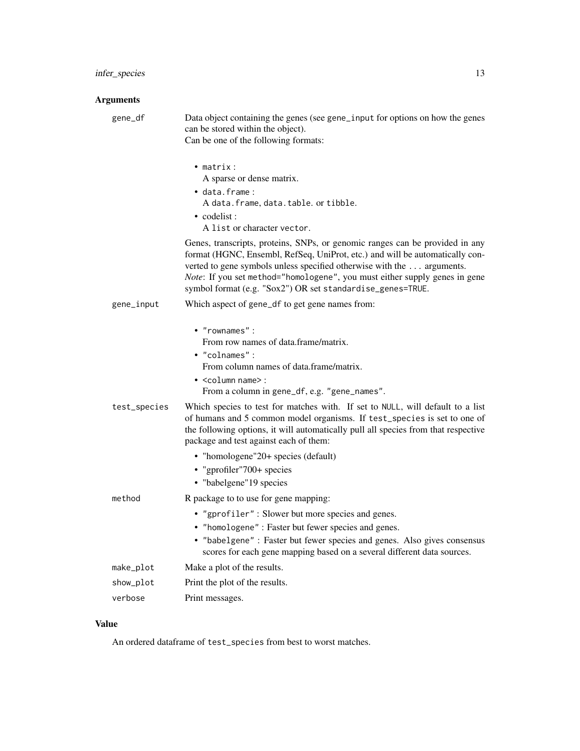## Arguments

**gene_df** Data object containing the genes (see `gene_input` for options on how the genes can be stored within the object).
Can be one of the following formats:

- `matrix` :
  A sparse or dense matrix.
- `data.frame` :
  A `data.frame`, `data.table`. or `tibble`.
- codelist :
  A `list` or character `vector`.

Genes, transcripts, proteins, SNPs, or genomic ranges can be provided in any format (HGNC, Ensembl, RefSeq, UniProt, etc.) and will be automatically converted to gene symbols unless specified otherwise with the `...` arguments.
*Note*: If you set `method="homologene"`, you must either supply genes in gene symbol format (e.g. "Sox2") OR set `standardise_genes=TRUE`.

**gene_input** Which aspect of `gene_df` to get gene names from:

- `"rownames"` :
  From row names of data.frame/matrix.
- `"colnames"` :
  From column names of data.frame/matrix.
- `<column name>` :
  From a column in `gene_df`, e.g. `"gene_names"`.

**test_species** Which species to test for matches with. If set to `NULL`, will default to a list of humans and 5 common model organisms. If `test_species` is set to one of the following options, it will automatically pull all species from that respective package and test against each of them:

- "homologene"20+ species (default)
- "gprofiler"700+ species
- "babelgene"19 species

**method** R package to to use for gene mapping:

- `"gprofiler"` : Slower but more species and genes.
- `"homologene"` : Faster but fewer species and genes.
- `"babelgene"` : Faster but fewer species and genes. Also gives consensus scores for each gene mapping based on a several different data sources.

**make_plot** Make a plot of the results.

**show_plot** Print the plot of the results.

**verbose** Print messages.

## Value

An ordered dataframe of `test_species` from best to worst matches.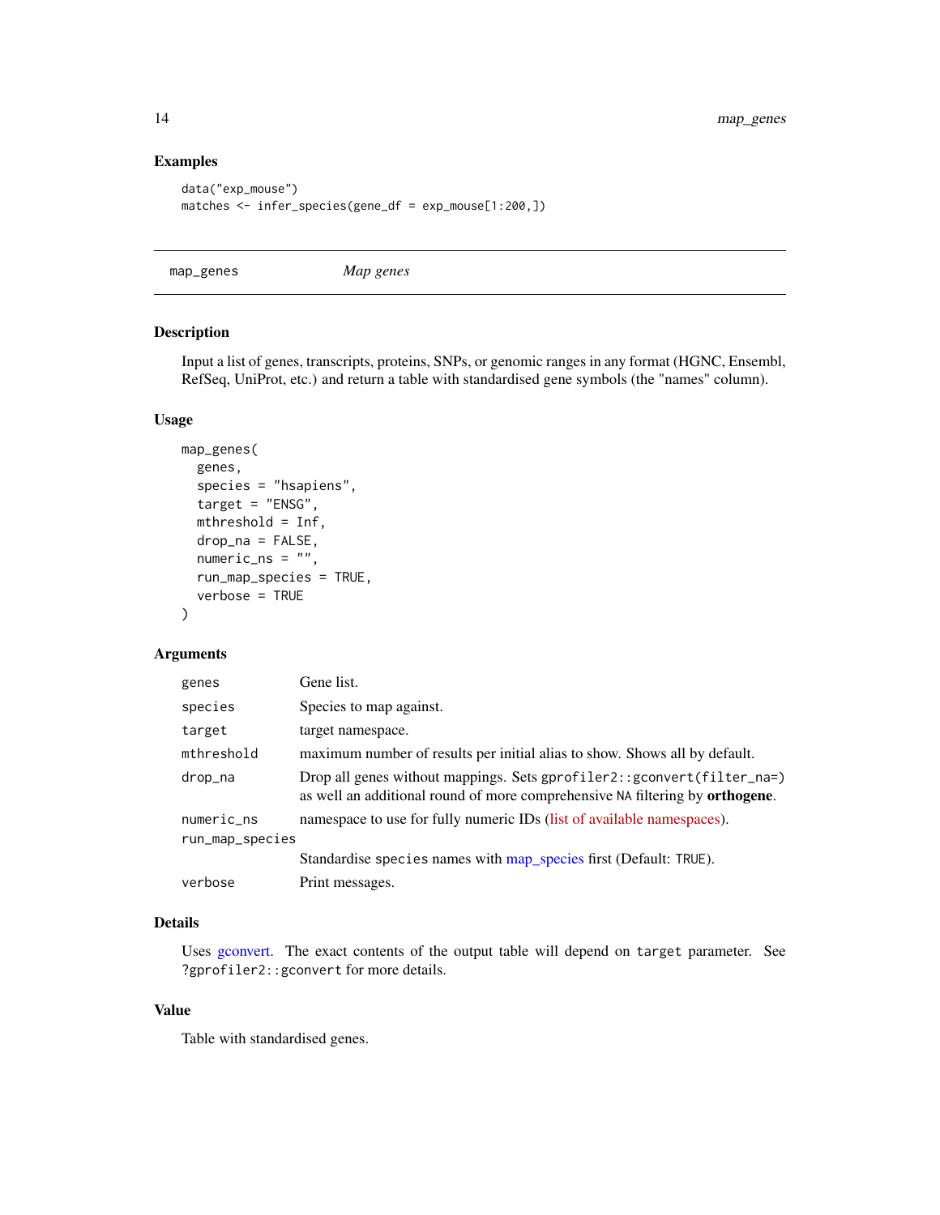## Examples

```
data("exp_mouse")
matches <- infer_species(gene_df = exp_mouse[1:200,])
```

---

# map_genes *Map genes*

## Description

Input a list of genes, transcripts, proteins, SNPs, or genomic ranges in any format (HGNC, Ensembl, RefSeq, UniProt, etc.) and return a table with standardised gene symbols (the "names" column).

## Usage

```
map_genes(
  genes,
  species = "hsapiens",
  target = "ENSG",
  mthreshold = Inf,
  drop_na = FALSE,
  numeric_ns = "",
  run_map_species = TRUE,
  verbose = TRUE
)
```

## Arguments

| | |
|---|---|
| genes | Gene list. |
| species | Species to map against. |
| target | target namespace. |
| mthreshold | maximum number of results per initial alias to show. Shows all by default. |
| drop_na | Drop all genes without mappings. Sets `gprofiler2::gconvert(filter_na=)` as well an additional round of more comprehensive `NA` filtering by **orthogene**. |
| numeric_ns | namespace to use for fully numeric IDs (list of available namespaces). |
| run_map_species | Standardise `species` names with map_species first (Default: `TRUE`). |
| verbose | Print messages. |

## Details

Uses gconvert. The exact contents of the output table will depend on `target` parameter. See `?gprofiler2::gconvert` for more details.

## Value

Table with standardised genes.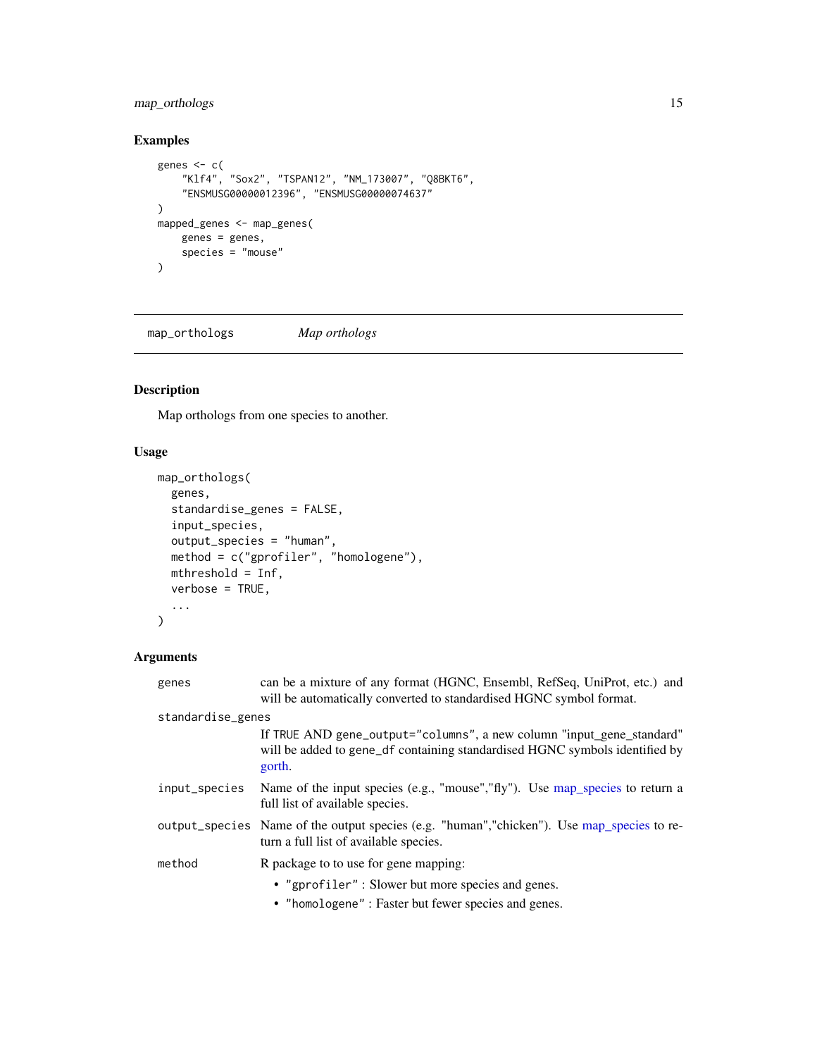## Examples

```
genes <- c(
    "Klf4", "Sox2", "TSPAN12", "NM_173007", "Q8BKT6",
    "ENSMUSG00000012396", "ENSMUSG00000074637"
)
mapped_genes <- map_genes(
    genes = genes,
    species = "mouse"
)
```

---

`map_orthologs` *Map orthologs*

---

## Description

Map orthologs from one species to another.

## Usage

```
map_orthologs(
  genes,
  standardise_genes = FALSE,
  input_species,
  output_species = "human",
  method = c("gprofiler", "homologene"),
  mthreshold = Inf,
  verbose = TRUE,
  ...
)
```

## Arguments

`genes` can be a mixture of any format (HGNC, Ensembl, RefSeq, UniProt, etc.) and will be automatically converted to standardised HGNC symbol format.

`standardise_genes` If TRUE AND `gene_output="columns"`, a new column "input_gene_standard" will be added to `gene_df` containing standardised HGNC symbols identified by gorth.

`input_species` Name of the input species (e.g., "mouse","fly"). Use map_species to return a full list of available species.

`output_species` Name of the output species (e.g. "human","chicken"). Use map_species to return a full list of available species.

`method` R package to to use for gene mapping:

- `"gprofiler"` : Slower but more species and genes.
- `"homologene"` : Faster but fewer species and genes.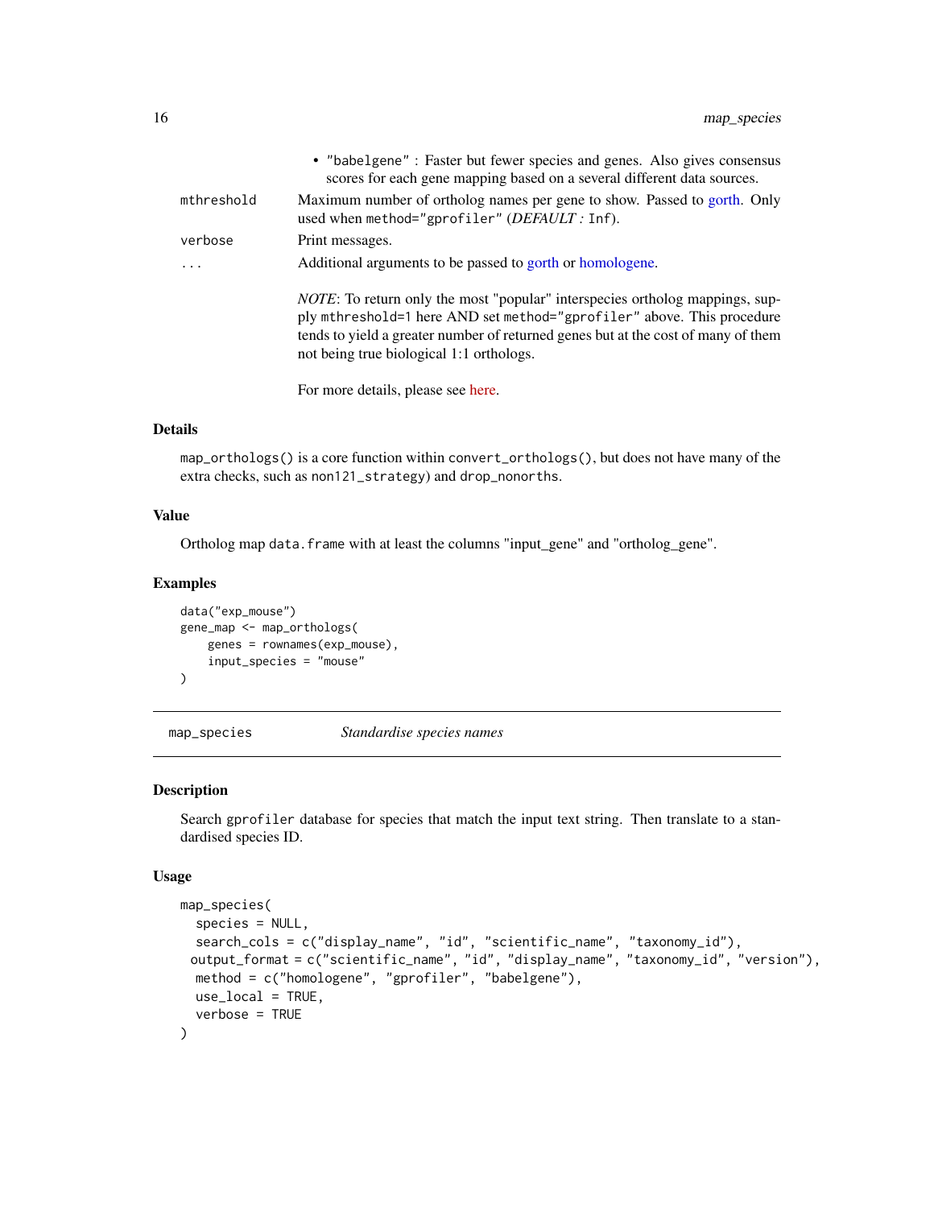- "babelgene" : Faster but fewer species and genes. Also gives consensus scores for each gene mapping based on a several different data sources.

| | |
|---|---|
| mthreshold | Maximum number of ortholog names per gene to show. Passed to gorth. Only used when method="gprofiler" (*DEFAULT :* Inf). |
| verbose | Print messages. |
| ... | Additional arguments to be passed to gorth or homologene.<br><br>*NOTE*: To return only the most "popular" interspecies ortholog mappings, supply mthreshold=1 here AND set method="gprofiler" above. This procedure tends to yield a greater number of returned genes but at the cost of many of them not being true biological 1:1 orthologs.<br><br>For more details, please see here. |

### Details

map_orthologs() is a core function within convert_orthologs(), but does not have many of the extra checks, such as non121_strategy) and drop_nonorths.

### Value

Ortholog map data.frame with at least the columns "input_gene" and "ortholog_gene".

### Examples

```
data("exp_mouse")
gene_map <- map_orthologs(
    genes = rownames(exp_mouse),
    input_species = "mouse"
)
```

## map_species — *Standardise species names*

### Description

Search gprofiler database for species that match the input text string. Then translate to a standardised species ID.

### Usage

```
map_species(
  species = NULL,
  search_cols = c("display_name", "id", "scientific_name", "taxonomy_id"),
 output_format = c("scientific_name", "id", "display_name", "taxonomy_id", "version"),
  method = c("homologene", "gprofiler", "babelgene"),
  use_local = TRUE,
  verbose = TRUE
)
```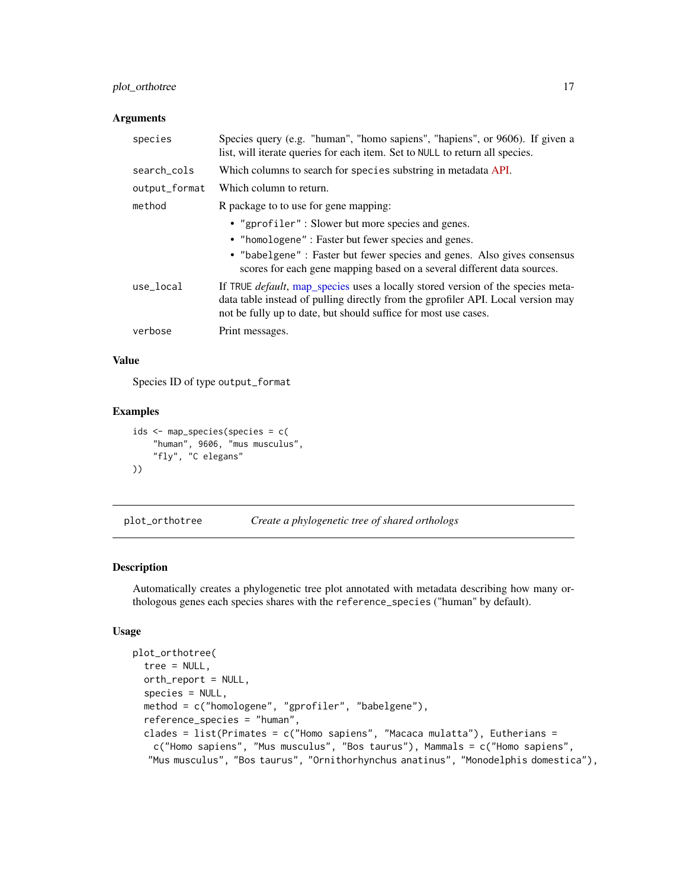### Arguments

| | |
|---|---|
| `species` | Species query (e.g. "human", "homo sapiens", "hapiens", or 9606). If given a list, will iterate queries for each item. Set to `NULL` to return all species. |
| `search_cols` | Which columns to search for `species` substring in metadata API. |
| `output_format` | Which column to return. |
| `method` | R package to to use for gene mapping:<br>• `"gprofiler"` : Slower but more species and genes.<br>• `"homologene"` : Faster but fewer species and genes.<br>• `"babelgene"` : Faster but fewer species and genes. Also gives consensus scores for each gene mapping based on a several different data sources. |
| `use_local` | If `TRUE` *default*, map_species uses a locally stored version of the species metadata table instead of pulling directly from the gprofiler API. Local version may not be fully up to date, but should suffice for most use cases. |
| `verbose` | Print messages. |

### Value

Species ID of type `output_format`

### Examples

```
ids <- map_species(species = c(
    "human", 9606, "mus musculus",
    "fly", "C elegans"
))
```

## plot_orthotree — *Create a phylogenetic tree of shared orthologs*

### Description

Automatically creates a phylogenetic tree plot annotated with metadata describing how many orthologous genes each species shares with the `reference_species` ("human" by default).

### Usage

```
plot_orthotree(
  tree = NULL,
  orth_report = NULL,
  species = NULL,
  method = c("homologene", "gprofiler", "babelgene"),
  reference_species = "human",
  clades = list(Primates = c("Homo sapiens", "Macaca mulatta"), Eutherians =
    c("Homo sapiens", "Mus musculus", "Bos taurus"), Mammals = c("Homo sapiens",
   "Mus musculus", "Bos taurus", "Ornithorhynchus anatinus", "Monodelphis domestica"),
```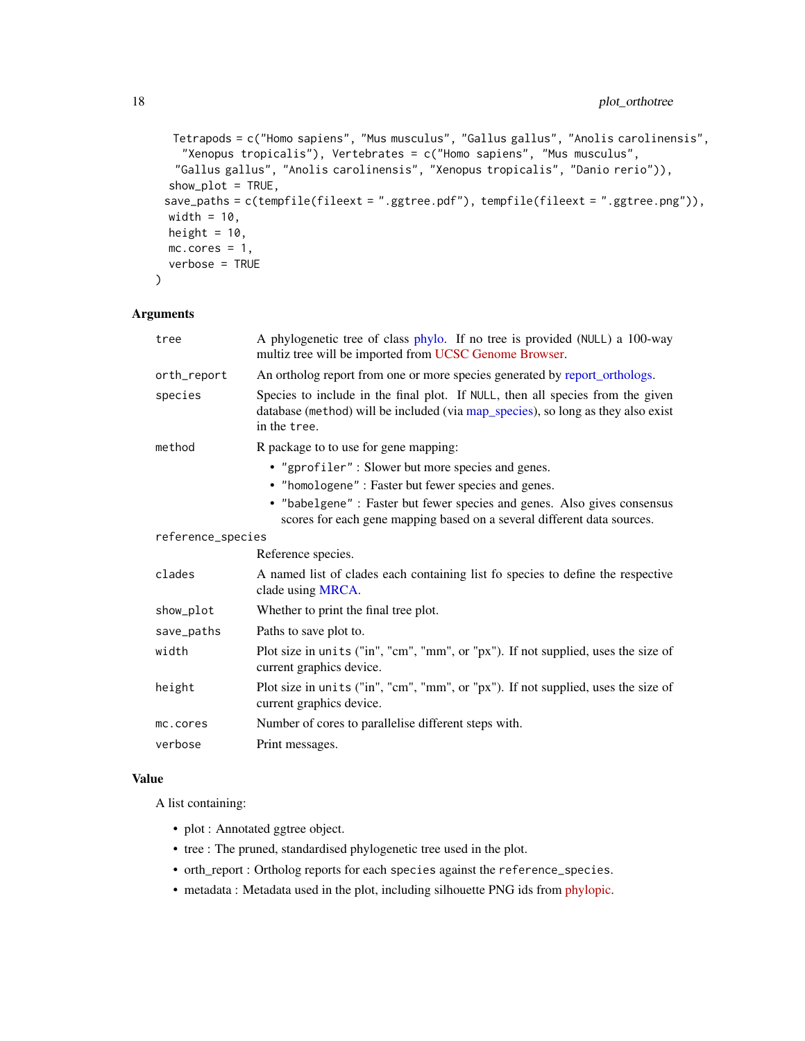```
    Tetrapods = c("Homo sapiens", "Mus musculus", "Gallus gallus", "Anolis carolinensis",
      "Xenopus tropicalis"), Vertebrates = c("Homo sapiens", "Mus musculus",
    "Gallus gallus", "Anolis carolinensis", "Xenopus tropicalis", "Danio rerio")),
  show_plot = TRUE,
  save_paths = c(tempfile(fileext = ".ggtree.pdf"), tempfile(fileext = ".ggtree.png")),
  width = 10,
  height = 10,
  mc.cores = 1,
  verbose = TRUE
)
```

## Arguments

| | |
|---|---|
| tree | A phylogenetic tree of class phylo. If no tree is provided (NULL) a 100-way multiz tree will be imported from UCSC Genome Browser. |
| orth_report | An ortholog report from one or more species generated by report_orthologs. |
| species | Species to include in the final plot. If NULL, then all species from the given database (method) will be included (via map_species), so long as they also exist in the tree. |
| method | R package to to use for gene mapping:<br>• "gprofiler" : Slower but more species and genes.<br>• "homologene" : Faster but fewer species and genes.<br>• "babelgene" : Faster but fewer species and genes. Also gives consensus scores for each gene mapping based on a several different data sources. |
| reference_species | Reference species. |
| clades | A named list of clades each containing list fo species to define the respective clade using MRCA. |
| show_plot | Whether to print the final tree plot. |
| save_paths | Paths to save plot to. |
| width | Plot size in units ("in", "cm", "mm", or "px"). If not supplied, uses the size of current graphics device. |
| height | Plot size in units ("in", "cm", "mm", or "px"). If not supplied, uses the size of current graphics device. |
| mc.cores | Number of cores to parallelise different steps with. |
| verbose | Print messages. |

## Value

A list containing:

- plot : Annotated ggtree object.
- tree : The pruned, standardised phylogenetic tree used in the plot.
- orth_report : Ortholog reports for each species against the reference_species.
- metadata : Metadata used in the plot, including silhouette PNG ids from phylopic.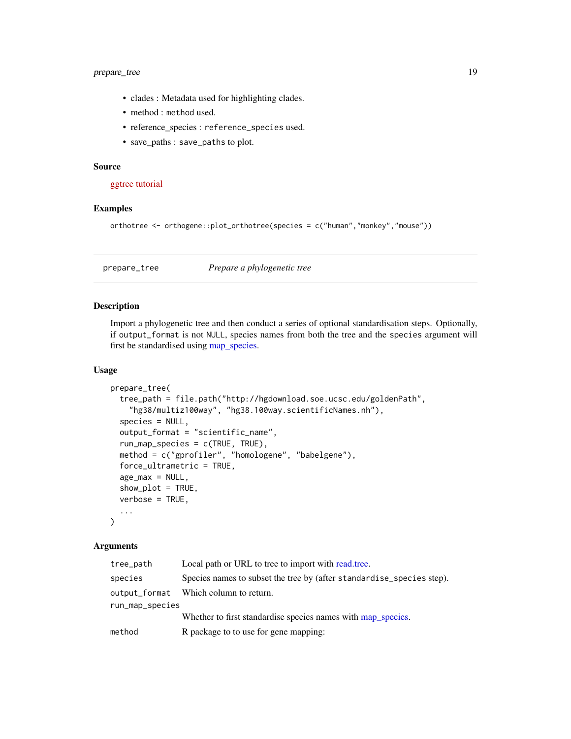- clades : Metadata used for highlighting clades.
- method : `method` used.
- reference_species : `reference_species` used.
- save_paths : `save_paths` to plot.

### Source

ggtree tutorial

### Examples

```
orthotree <- orthogene::plot_orthotree(species = c("human","monkey","mouse"))
```

---

## prepare_tree — *Prepare a phylogenetic tree*

### Description

Import a phylogenetic tree and then conduct a series of optional standardisation steps. Optionally, if `output_format` is not `NULL`, species names from both the tree and the `species` argument will first be standardised using map_species.

### Usage

```
prepare_tree(
  tree_path = file.path("http://hgdownload.soe.ucsc.edu/goldenPath",
    "hg38/multiz100way", "hg38.100way.scientificNames.nh"),
  species = NULL,
  output_format = "scientific_name",
  run_map_species = c(TRUE, TRUE),
  method = c("gprofiler", "homologene", "babelgene"),
  force_ultrametric = TRUE,
  age_max = NULL,
  show_plot = TRUE,
  verbose = TRUE,
  ...
)
```

### Arguments

| | |
|---|---|
| `tree_path` | Local path or URL to tree to import with read.tree. |
| `species` | Species names to subset the tree by (after `standardise_species` step). |
| `output_format` | Which column to return. |
| `run_map_species` | Whether to first standardise species names with map_species. |
| `method` | R package to to use for gene mapping: |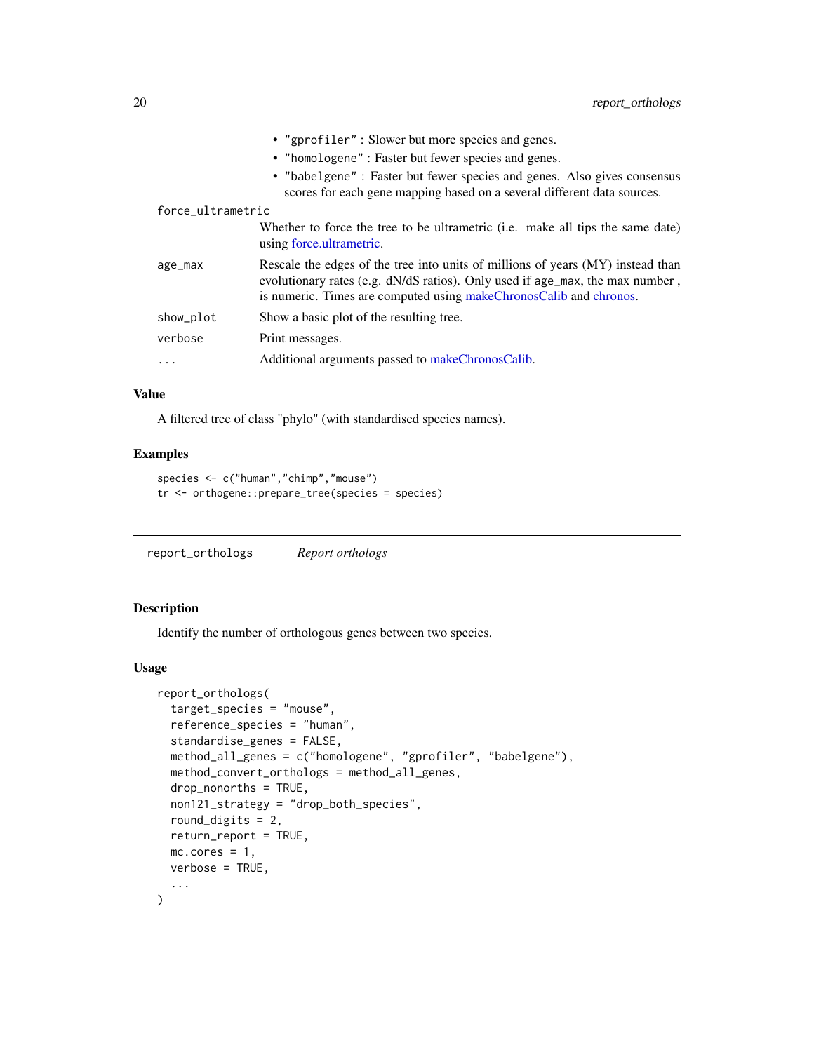- "gprofiler" : Slower but more species and genes.
- "homologene" : Faster but fewer species and genes.
- "babelgene" : Faster but fewer species and genes. Also gives consensus scores for each gene mapping based on a several different data sources.

| | |
|---|---|
| force_ultrametric | Whether to force the tree to be ultrametric (i.e. make all tips the same date) using force.ultrametric. |
| age_max | Rescale the edges of the tree into units of millions of years (MY) instead than evolutionary rates (e.g. dN/dS ratios). Only used if age_max, the max number , is numeric. Times are computed using makeChronosCalib and chronos. |
| show_plot | Show a basic plot of the resulting tree. |
| verbose | Print messages. |
| ... | Additional arguments passed to makeChronosCalib. |

### Value

A filtered tree of class "phylo" (with standardised species names).

### Examples

```
species <- c("human","chimp","mouse")
tr <- orthogene::prepare_tree(species = species)
```

---

## report_orthologs    *Report orthologs*

### Description

Identify the number of orthologous genes between two species.

### Usage

```
report_orthologs(
  target_species = "mouse",
  reference_species = "human",
  standardise_genes = FALSE,
  method_all_genes = c("homologene", "gprofiler", "babelgene"),
  method_convert_orthologs = method_all_genes,
  drop_nonorths = TRUE,
  non121_strategy = "drop_both_species",
  round_digits = 2,
  return_report = TRUE,
  mc.cores = 1,
  verbose = TRUE,
  ...
)
```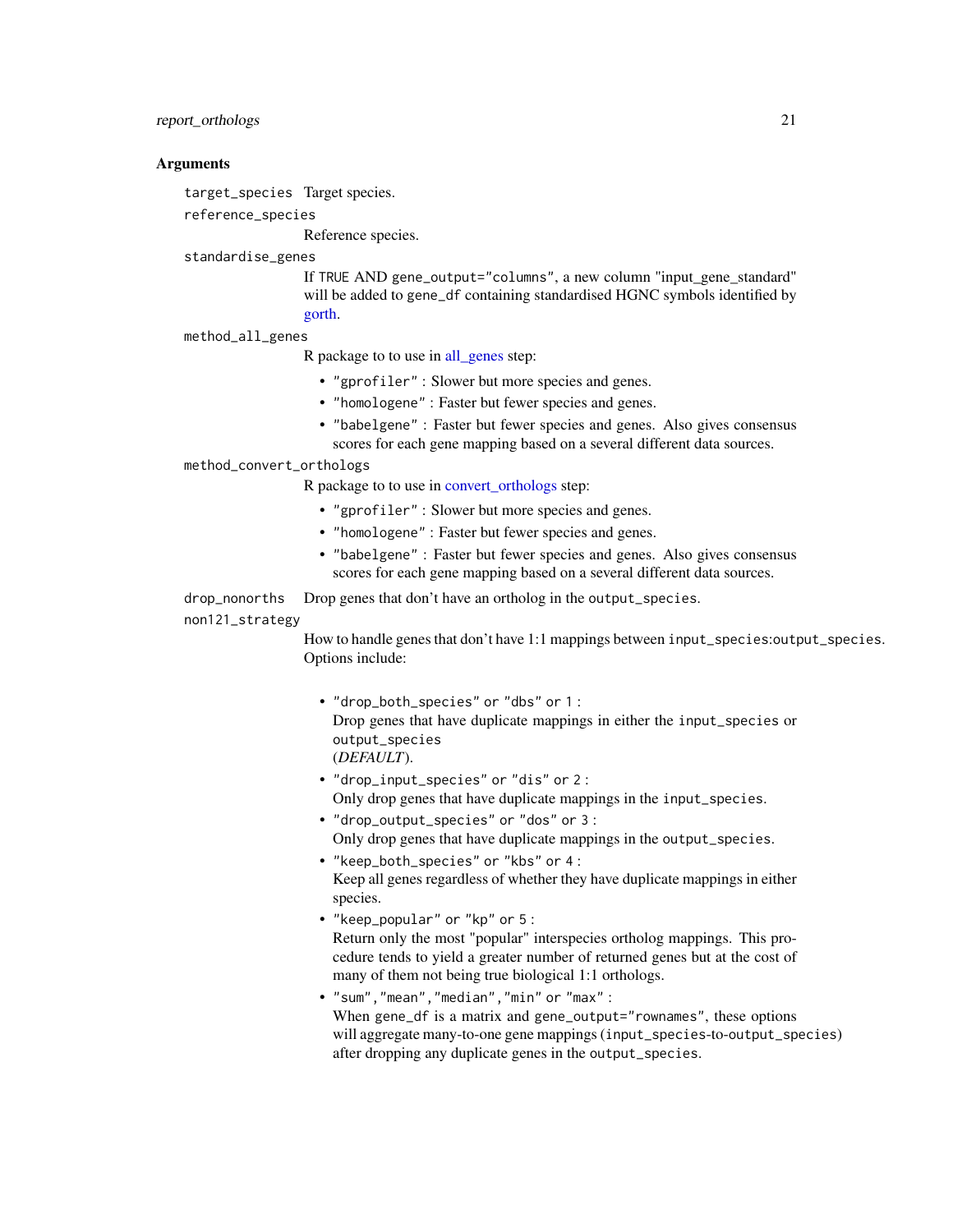## Arguments

`target_species` Target species.

`reference_species`
: Reference species.

`standardise_genes`
: If TRUE AND `gene_output="columns"`, a new column "input_gene_standard" will be added to `gene_df` containing standardised HGNC symbols identified by gorth.

`method_all_genes`
: R package to to use in all_genes step:
  - `"gprofiler"` : Slower but more species and genes.
  - `"homologene"` : Faster but fewer species and genes.
  - `"babelgene"` : Faster but fewer species and genes. Also gives consensus scores for each gene mapping based on a several different data sources.

`method_convert_orthologs`
: R package to to use in convert_orthologs step:
  - `"gprofiler"` : Slower but more species and genes.
  - `"homologene"` : Faster but fewer species and genes.
  - `"babelgene"` : Faster but fewer species and genes. Also gives consensus scores for each gene mapping based on a several different data sources.

`drop_nonorths` Drop genes that don't have an ortholog in the `output_species`.

`non121_strategy`
: How to handle genes that don't have 1:1 mappings between `input_species:output_species`. Options include:
  - `"drop_both_species"` or `"dbs"` or `1` :
    Drop genes that have duplicate mappings in either the `input_species` or `output_species`
    (*DEFAULT*).
  - `"drop_input_species"` or `"dis"` or `2` :
    Only drop genes that have duplicate mappings in the `input_species`.
  - `"drop_output_species"` or `"dos"` or `3` :
    Only drop genes that have duplicate mappings in the `output_species`.
  - `"keep_both_species"` or `"kbs"` or `4` :
    Keep all genes regardless of whether they have duplicate mappings in either species.
  - `"keep_popular"` or `"kp"` or `5` :
    Return only the most "popular" interspecies ortholog mappings. This procedure tends to yield a greater number of returned genes but at the cost of many of them not being true biological 1:1 orthologs.
  - `"sum"`, `"mean"`, `"median"`, `"min"` or `"max"` :
    When `gene_df` is a matrix and `gene_output="rownames"`, these options will aggregate many-to-one gene mappings (`input_species`-to-`output_species`) after dropping any duplicate genes in the `output_species`.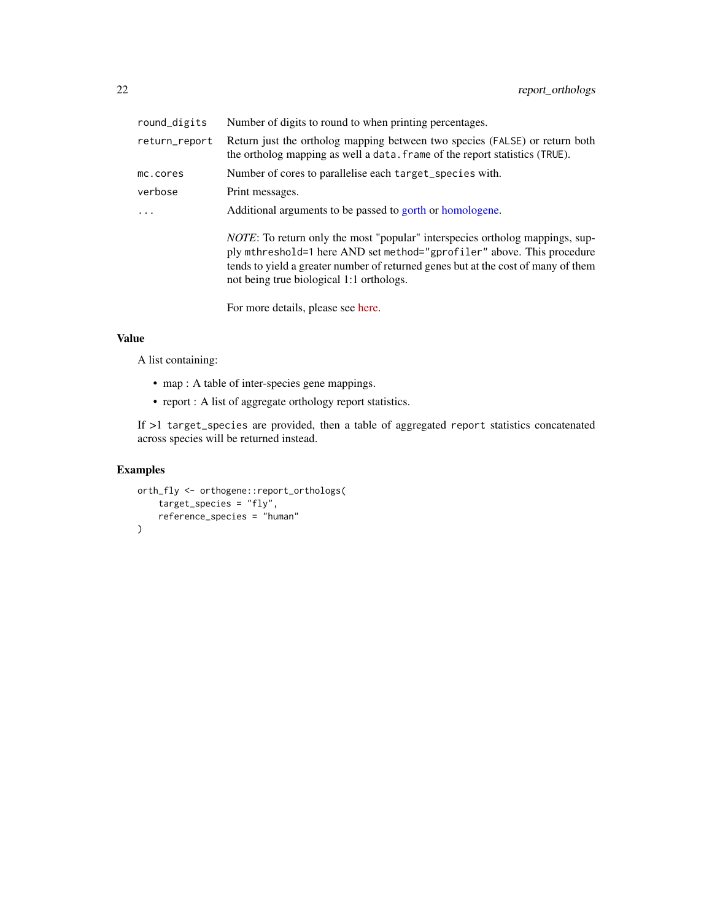| | |
|---|---|
| `round_digits` | Number of digits to round to when printing percentages. |
| `return_report` | Return just the ortholog mapping between two species (`FALSE`) or return both the ortholog mapping as well a `data.frame` of the report statistics (`TRUE`). |
| `mc.cores` | Number of cores to parallelise each `target_species` with. |
| `verbose` | Print messages. |
| `...` | Additional arguments to be passed to gorth or homologene.<br><br>*NOTE*: To return only the most "popular" interspecies ortholog mappings, supply `mthreshold=1` here AND set `method="gprofiler"` above. This procedure tends to yield a greater number of returned genes but at the cost of many of them not being true biological 1:1 orthologs.<br><br>For more details, please see here. |

## Value

A list containing:

- map : A table of inter-species gene mappings.
- report : A list of aggregate orthology report statistics.

If >1 `target_species` are provided, then a table of aggregated `report` statistics concatenated across species will be returned instead.

## Examples

```
orth_fly <- orthogene::report_orthologs(
    target_species = "fly",
    reference_species = "human"
)
```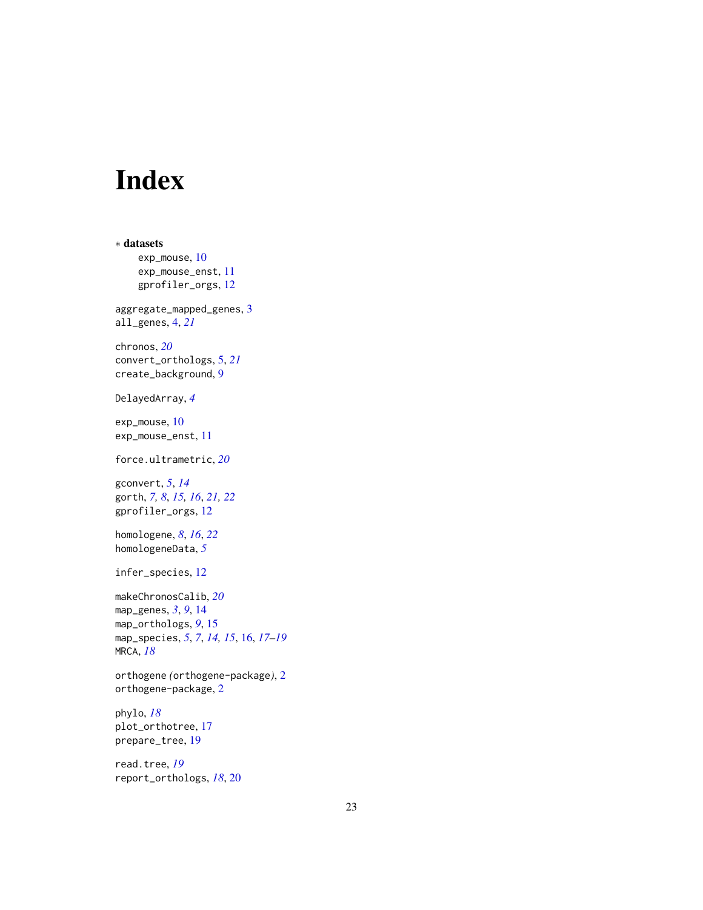# Index

∗ **datasets**

exp_mouse, 10
exp_mouse_enst, 11
gprofiler_orgs, 12

aggregate_mapped_genes, 3
all_genes, 4, *21*

chronos, *20*
convert_orthologs, 5, *21*
create_background, 9

DelayedArray, *4*

exp_mouse, 10
exp_mouse_enst, 11

force.ultrametric, *20*

gconvert, *5*, *14*
gorth, *7, 8*, *15, 16*, *21, 22*
gprofiler_orgs, 12

homologene, *8*, *16*, *22*
homologeneData, *5*

infer_species, 12

makeChronosCalib, *20*
map_genes, *3*, *9*, 14
map_orthologs, *9*, 15
map_species, *5*, *7*, *14, 15*, 16, *17–19*
MRCA, *18*

orthogene *(*orthogene-package*)*, 2
orthogene-package, 2

phylo, *18*
plot_orthotree, 17
prepare_tree, 19

read.tree, *19*
report_orthologs, *18*, 20